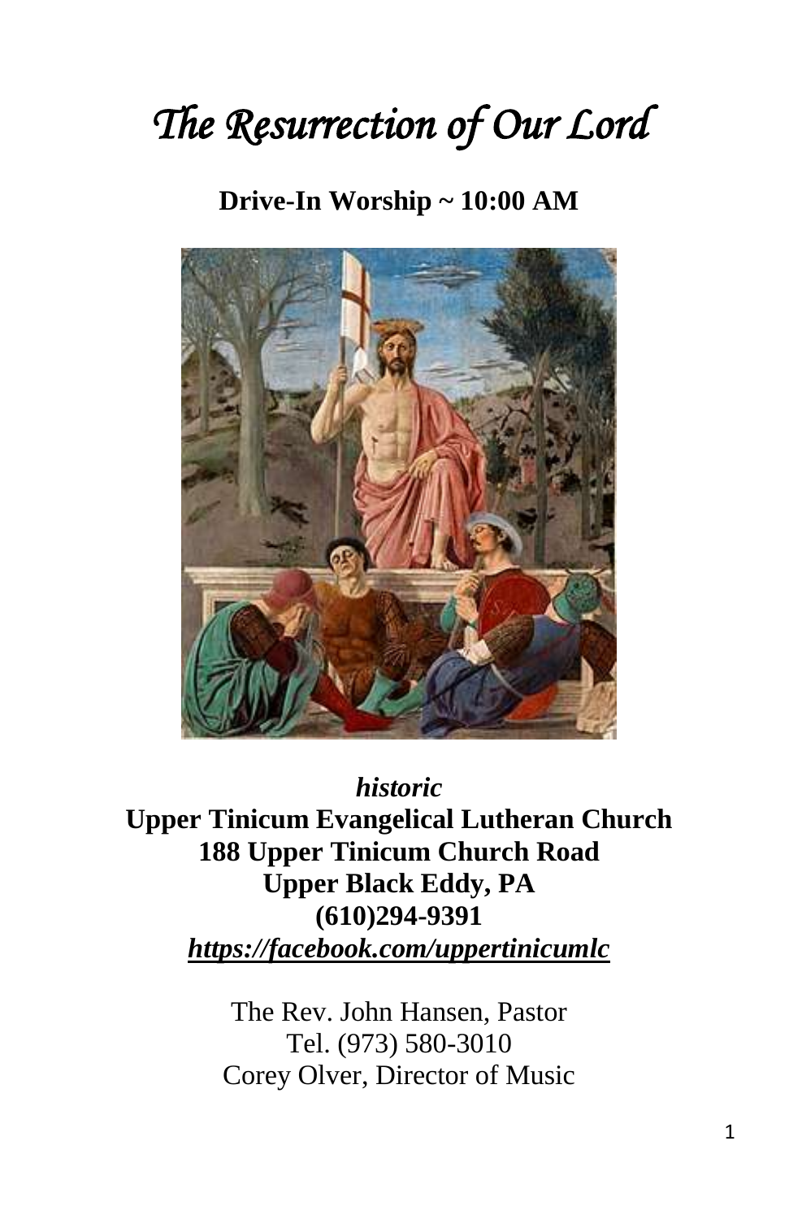# *The Resurrection of Our Lord*

**Drive-In Worship ~ 10:00 AM**

***historic***

**Upper Tinicum Evangelical Lutheran Church**
**188 Upper Tinicum Church Road**
**Upper Black Eddy, PA**
**(610)294-9391**
***https://facebook.com/uppertinicumlc***

The Rev. John Hansen, Pastor
Tel. (973) 580-3010
Corey Olver, Director of Music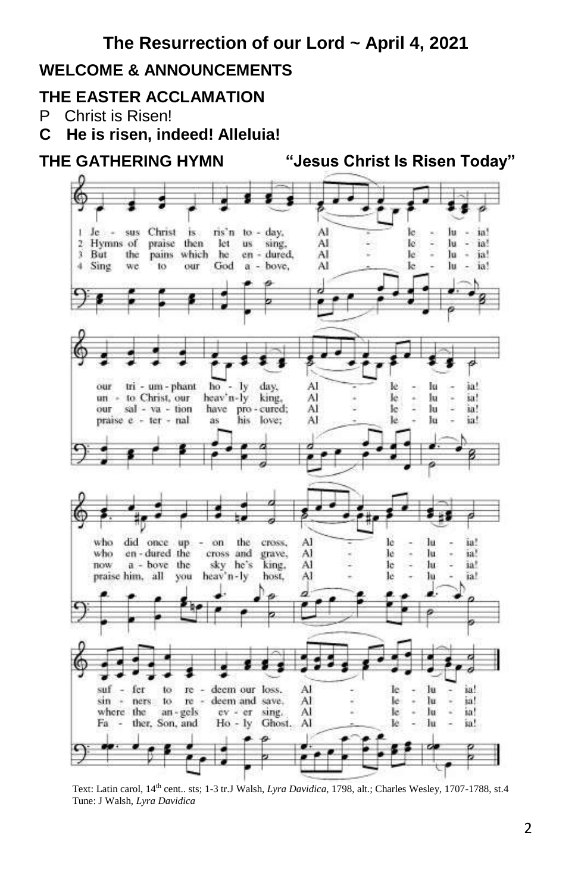# The Resurrection of our Lord ~ April 4, 2021

## WELCOME & ANNOUNCEMENTS

## THE EASTER ACCLAMATION

P Christ is Risen!

**C He is risen, indeed! Alleluia!**

## THE GATHERING HYMN "Jesus Christ Is Risen Today"

1 Jesus Christ is ris'n today, Alleluia!
our triumphant holy day, Alleluia!
who did once upon the cross, Alleluia!
suffer to redeem our loss. Alleluia!

2 Hymns of praise then let us sing, Alleluia!
unto Christ, our heav'nly king, Alleluia!
who endured the cross and grave, Alleluia!
sinners to redeem and save. Alleluia!

3 But the pains which he endured, Alleluia!
our salvation have procured; Alleluia!
now above the sky he's king, Alleluia!
where the angels ever sing. Alleluia!

4 Sing we to our God above, Alleluia!
praise eternal as his love; Alleluia!
praise him, all you heav'nly host, Alleluia!
Father, Son, and Holy Ghost. Alleluia!

Text: Latin carol, 14th cent.. sts; 1-3 tr.J Walsh, *Lyra Davidica*, 1798, alt.; Charles Wesley, 1707-1788, st.4
Tune: J Walsh, *Lyra Davidica*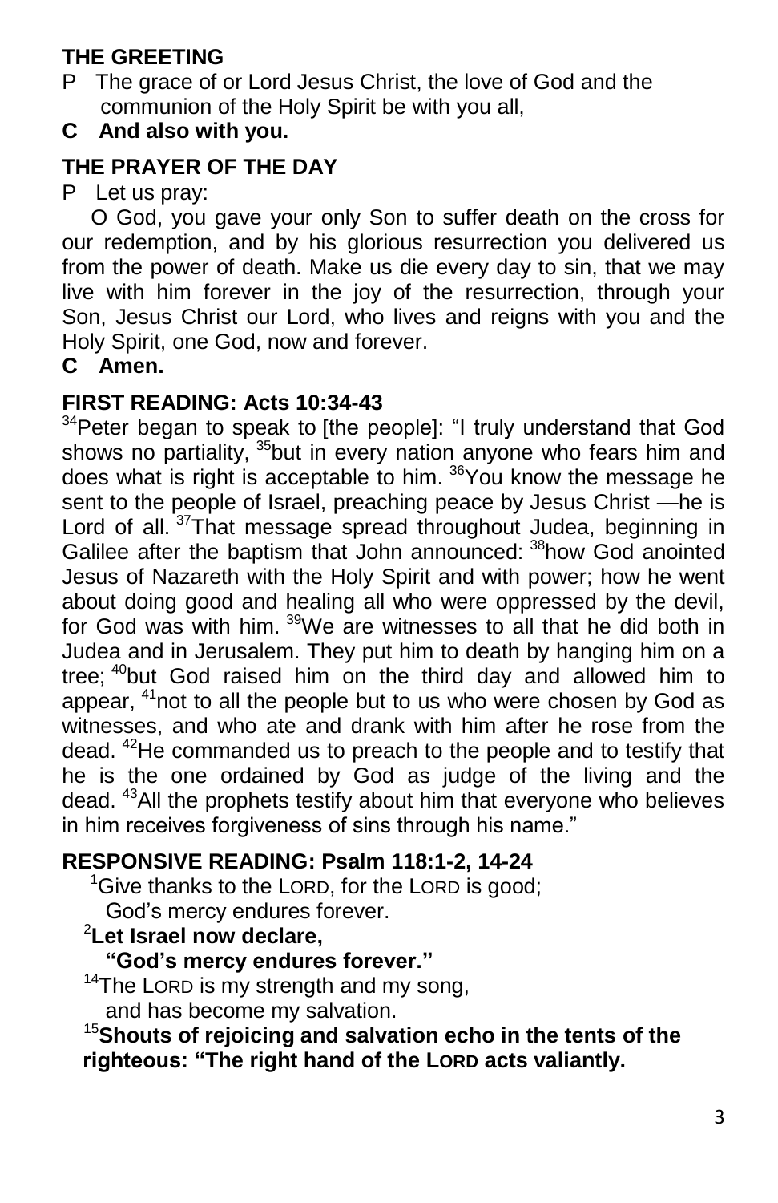## THE GREETING

P The grace of or Lord Jesus Christ, the love of God and the communion of the Holy Spirit be with you all,

**C And also with you.**

## THE PRAYER OF THE DAY

P Let us pray:

O God, you gave your only Son to suffer death on the cross for our redemption, and by his glorious resurrection you delivered us from the power of death. Make us die every day to sin, that we may live with him forever in the joy of the resurrection, through your Son, Jesus Christ our Lord, who lives and reigns with you and the Holy Spirit, one God, now and forever.

**C Amen.**

## FIRST READING: Acts 10:34-43

[34]Peter began to speak to [the people]: "I truly understand that God shows no partiality, [35]but in every nation anyone who fears him and does what is right is acceptable to him. [36]You know the message he sent to the people of Israel, preaching peace by Jesus Christ —he is Lord of all. [37]That message spread throughout Judea, beginning in Galilee after the baptism that John announced: [38]how God anointed Jesus of Nazareth with the Holy Spirit and with power; how he went about doing good and healing all who were oppressed by the devil, for God was with him. [39]We are witnesses to all that he did both in Judea and in Jerusalem. They put him to death by hanging him on a tree; [40]but God raised him on the third day and allowed him to appear, [41]not to all the people but to us who were chosen by God as witnesses, and who ate and drank with him after he rose from the dead. [42]He commanded us to preach to the people and to testify that he is the one ordained by God as judge of the living and the dead. [43]All the prophets testify about him that everyone who believes in him receives forgiveness of sins through his name."

## RESPONSIVE READING: Psalm 118:1-2, 14-24

[1]Give thanks to the LORD, for the LORD is good;
God's mercy endures forever.

**[2]Let Israel now declare,**
**"God's mercy endures forever."**

[14]The LORD is my strength and my song,
and has become my salvation.

**[15]Shouts of rejoicing and salvation echo in the tents of the righteous: "The right hand of the LORD acts valiantly.**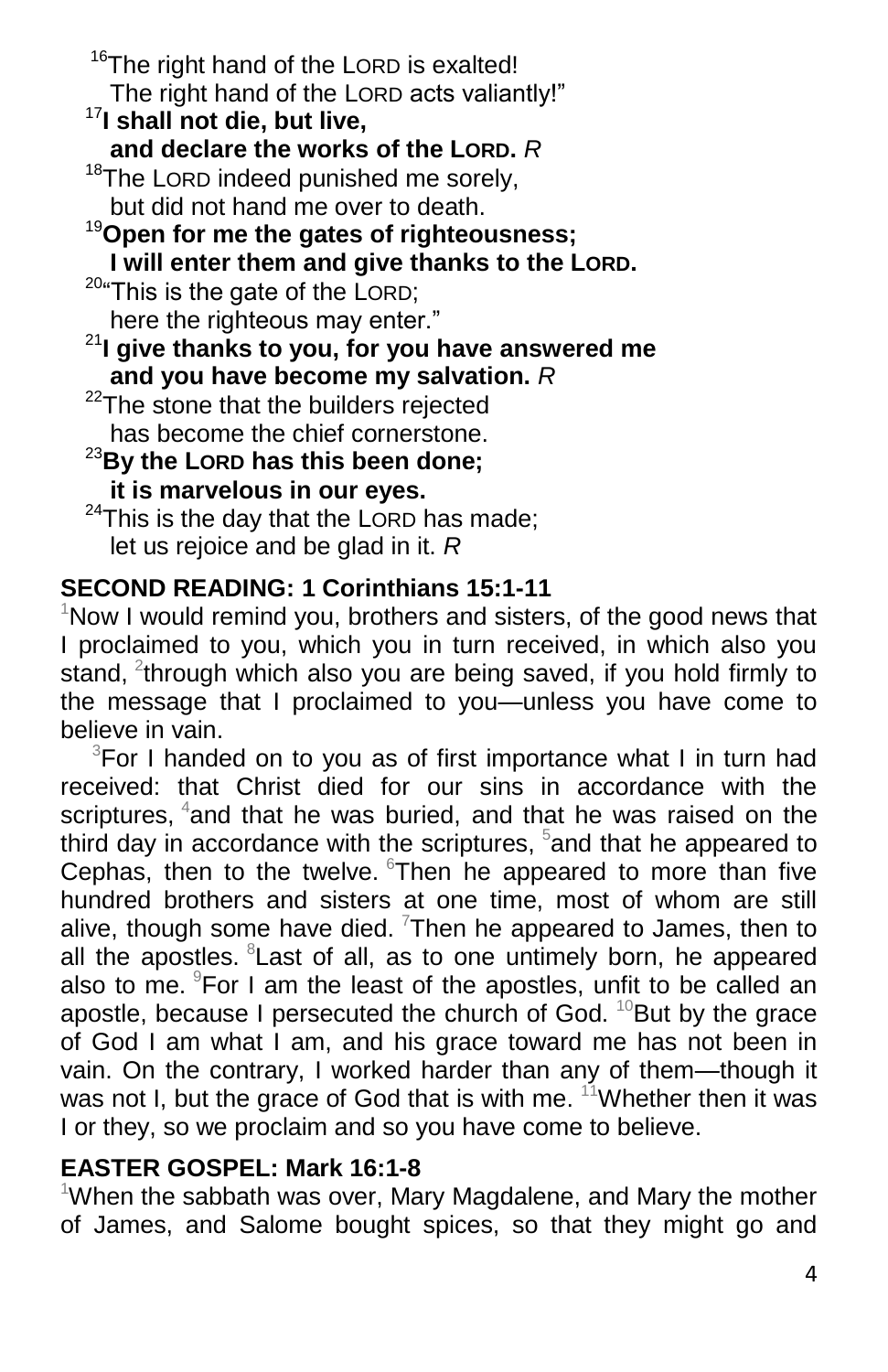[16]The right hand of the LORD is exalted!
The right hand of the LORD acts valiantly!"

**[17]I shall not die, but live,**
**and declare the works of the LORD.** *R*

[18]The LORD indeed punished me sorely,
but did not hand me over to death.

**[19]Open for me the gates of righteousness;**
**I will enter them and give thanks to the LORD.**

[20]"This is the gate of the LORD;
here the righteous may enter."

**[21]I give thanks to you, for you have answered me**
**and you have become my salvation.** *R*

[22]The stone that the builders rejected
has become the chief cornerstone.

**[23]By the LORD has this been done;**
**it is marvelous in our eyes.**

[24]This is the day that the LORD has made;
let us rejoice and be glad in it. *R*

**SECOND READING: 1 Corinthians 15:1-11**

[1]Now I would remind you, brothers and sisters, of the good news that I proclaimed to you, which you in turn received, in which also you stand, [2]through which also you are being saved, if you hold firmly to the message that I proclaimed to you—unless you have come to believe in vain.

[3]For I handed on to you as of first importance what I in turn had received: that Christ died for our sins in accordance with the scriptures, [4]and that he was buried, and that he was raised on the third day in accordance with the scriptures, [5]and that he appeared to Cephas, then to the twelve. [6]Then he appeared to more than five hundred brothers and sisters at one time, most of whom are still alive, though some have died. [7]Then he appeared to James, then to all the apostles. [8]Last of all, as to one untimely born, he appeared also to me. [9]For I am the least of the apostles, unfit to be called an apostle, because I persecuted the church of God. [10]But by the grace of God I am what I am, and his grace toward me has not been in vain. On the contrary, I worked harder than any of them—though it was not I, but the grace of God that is with me. [11]Whether then it was I or they, so we proclaim and so you have come to believe.

**EASTER GOSPEL: Mark 16:1-8**

[1]When the sabbath was over, Mary Magdalene, and Mary the mother of James, and Salome bought spices, so that they might go and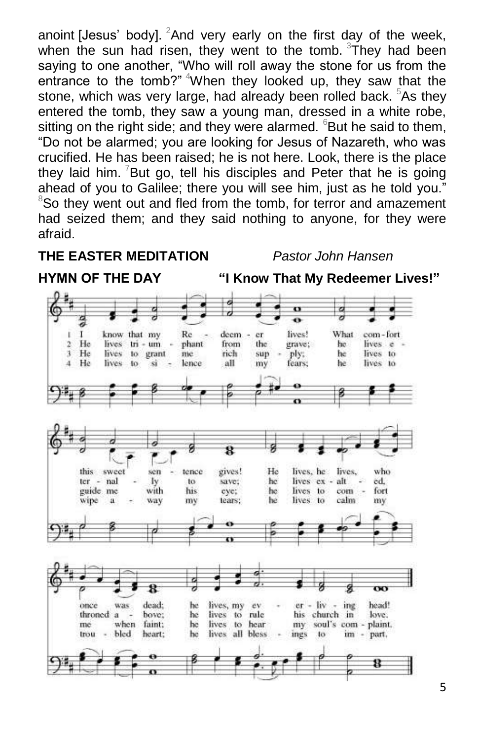anoint [Jesus' body]. [2]And very early on the first day of the week, when the sun had risen, they went to the tomb. [3]They had been saying to one another, "Who will roll away the stone for us from the entrance to the tomb?" [4]When they looked up, they saw that the stone, which was very large, had already been rolled back. [5]As they entered the tomb, they saw a young man, dressed in a white robe, sitting on the right side; and they were alarmed. [6]But he said to them, "Do not be alarmed; you are looking for Jesus of Nazareth, who was crucified. He has been raised; he is not here. Look, there is the place they laid him. [7]But go, tell his disciples and Peter that he is going ahead of you to Galilee; there you will see him, just as he told you." [8]So they went out and fled from the tomb, for terror and amazement had seized them; and they said nothing to anyone, for they were afraid.

**THE EASTER MEDITATION** *Pastor John Hansen*

**HYMN OF THE DAY** **"I Know That My Redeemer Lives!"**

1 I know that my Redeemer lives! What comfort this sweet sentence gives! He lives, he lives, who once was dead; he lives, my ever-living head!

2 He lives triumphant from the grave; he lives eternally to save; he lives exalted, throned above; he lives to rule his church in love.

3 He lives to grant me rich supply; he lives to guide me with his eye; he lives to comfort me when faint; he lives to hear my soul's complaint.

4 He lives to silence all my fears; he lives to wipe away my tears; he lives to calm my troubled heart; he lives all blessings to impart.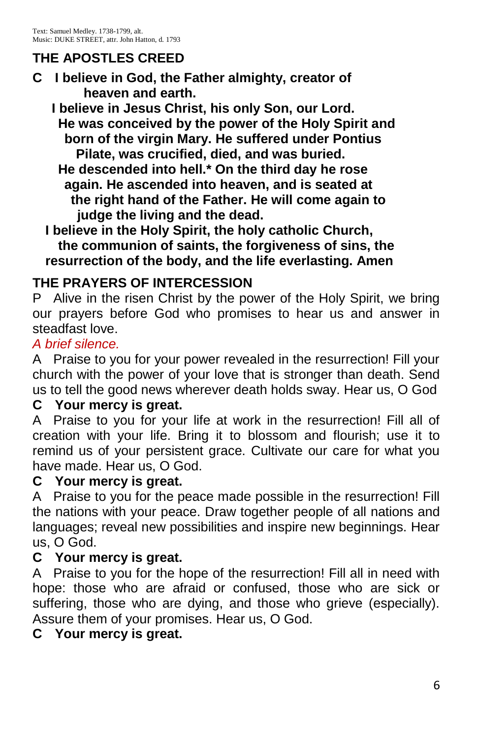Text: Samuel Medley. 1738-1799, alt.
Music: DUKE STREET, attr. John Hatton, d. 1793

## THE APOSTLES CREED

**C I believe in God, the Father almighty, creator of heaven and earth.**

**I believe in Jesus Christ, his only Son, our Lord. He was conceived by the power of the Holy Spirit and born of the virgin Mary. He suffered under Pontius Pilate, was crucified, died, and was buried. He descended into hell.* On the third day he rose again. He ascended into heaven, and is seated at the right hand of the Father. He will come again to judge the living and the dead.**

**I believe in the Holy Spirit, the holy catholic Church, the communion of saints, the forgiveness of sins, the resurrection of the body, and the life everlasting. Amen**

## THE PRAYERS OF INTERCESSION

P Alive in the risen Christ by the power of the Holy Spirit, we bring our prayers before God who promises to hear us and answer in steadfast love.

*A brief silence.*

A Praise to you for your power revealed in the resurrection! Fill your church with the power of your love that is stronger than death. Send us to tell the good news wherever death holds sway. Hear us, O God

**C Your mercy is great.**

A Praise to you for your life at work in the resurrection! Fill all of creation with your life. Bring it to blossom and flourish; use it to remind us of your persistent grace. Cultivate our care for what you have made. Hear us, O God.

**C Your mercy is great.**

A Praise to you for the peace made possible in the resurrection! Fill the nations with your peace. Draw together people of all nations and languages; reveal new possibilities and inspire new beginnings. Hear us, O God.

**C Your mercy is great.**

A Praise to you for the hope of the resurrection! Fill all in need with hope: those who are afraid or confused, those who are sick or suffering, those who are dying, and those who grieve (especially). Assure them of your promises. Hear us, O God.

**C Your mercy is great.**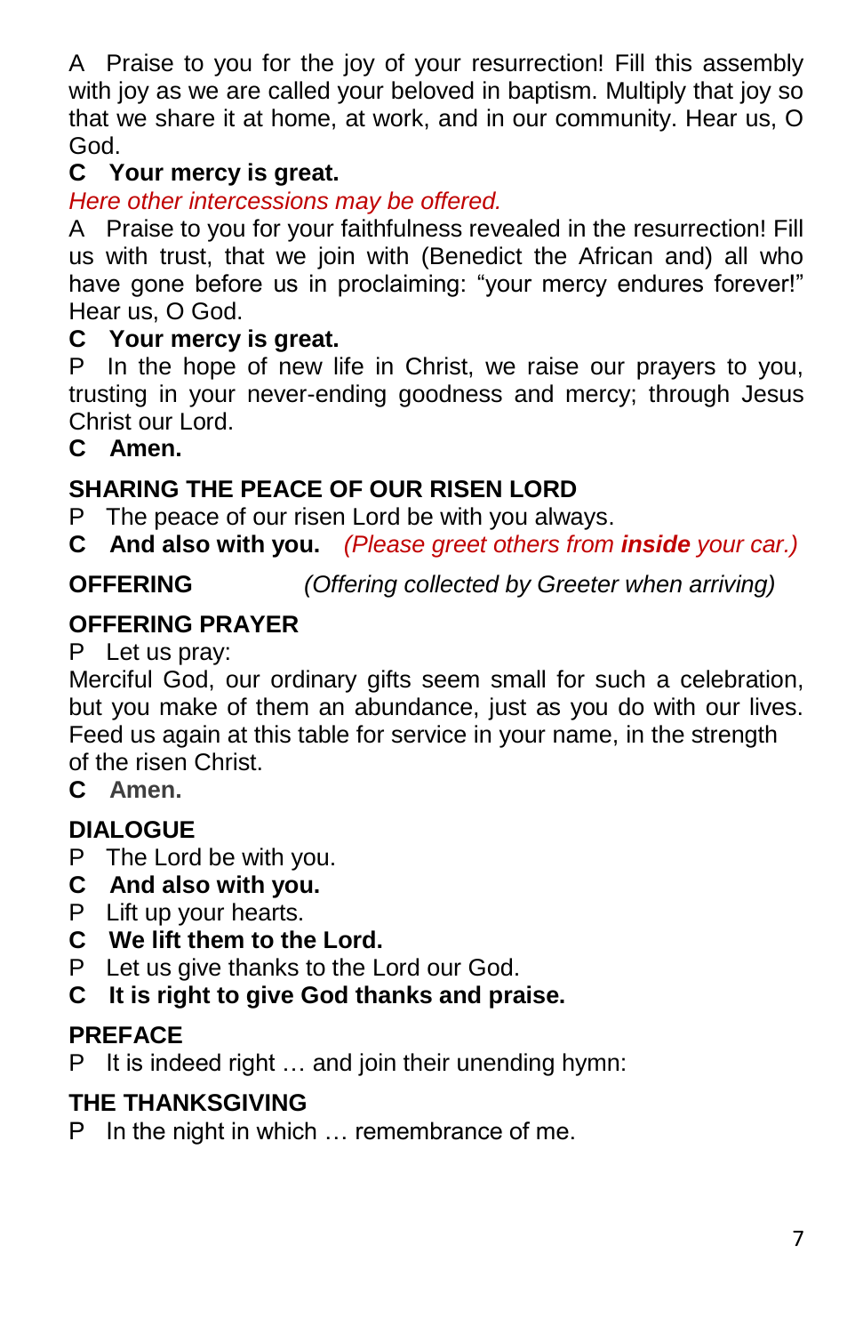A Praise to you for the joy of your resurrection! Fill this assembly with joy as we are called your beloved in baptism. Multiply that joy so that we share it at home, at work, and in our community. Hear us, O God.

**C Your mercy is great.**

*Here other intercessions may be offered.*

A Praise to you for your faithfulness revealed in the resurrection! Fill us with trust, that we join with (Benedict the African and) all who have gone before us in proclaiming: "your mercy endures forever!" Hear us, O God.

**C Your mercy is great.**

P In the hope of new life in Christ, we raise our prayers to you, trusting in your never-ending goodness and mercy; through Jesus Christ our Lord.

**C Amen.**

## SHARING THE PEACE OF OUR RISEN LORD

P The peace of our risen Lord be with you always.

**C And also with you.** *(Please greet others from* ***inside*** *your car.)*

## OFFERING

*(Offering collected by Greeter when arriving)*

## OFFERING PRAYER

P Let us pray:

Merciful God, our ordinary gifts seem small for such a celebration, but you make of them an abundance, just as you do with our lives. Feed us again at this table for service in your name, in the strength of the risen Christ.

**C Amen.**

## DIALOGUE

P The Lord be with you.

**C And also with you.**

P Lift up your hearts.

**C We lift them to the Lord.**

P Let us give thanks to the Lord our God.

**C It is right to give God thanks and praise.**

## PREFACE

P It is indeed right … and join their unending hymn:

## THE THANKSGIVING

P In the night in which … remembrance of me.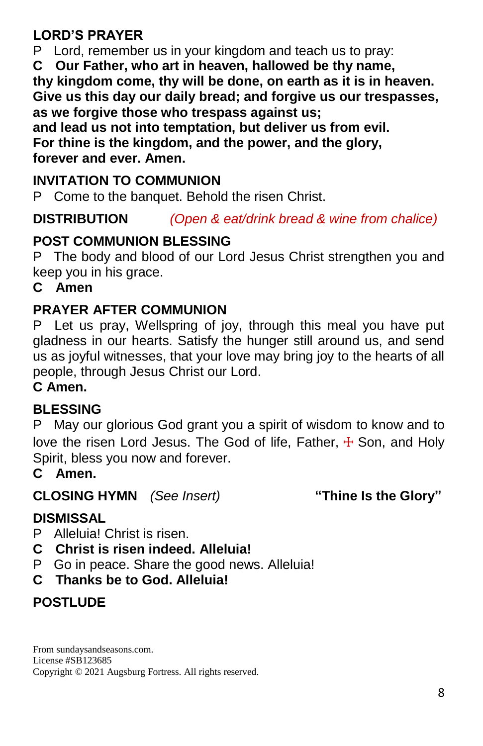## LORD'S PRAYER

P Lord, remember us in your kingdom and teach us to pray:

**C Our Father, who art in heaven, hallowed be thy name, thy kingdom come, thy will be done, on earth as it is in heaven. Give us this day our daily bread; and forgive us our trespasses, as we forgive those who trespass against us; and lead us not into temptation, but deliver us from evil. For thine is the kingdom, and the power, and the glory, forever and ever. Amen.**

## INVITATION TO COMMUNION

P Come to the banquet. Behold the risen Christ.

## DISTRIBUTION *(Open & eat/drink bread & wine from chalice)*

## POST COMMUNION BLESSING

P The body and blood of our Lord Jesus Christ strengthen you and keep you in his grace.

**C Amen**

## PRAYER AFTER COMMUNION

P Let us pray, Wellspring of joy, through this meal you have put gladness in our hearts. Satisfy the hunger still around us, and send us as joyful witnesses, that your love may bring joy to the hearts of all people, through Jesus Christ our Lord.

**C Amen.**

## BLESSING

P May our glorious God grant you a spirit of wisdom to know and to love the risen Lord Jesus. The God of life, Father, ☩ Son, and Holy Spirit, bless you now and forever.

**C Amen.**

## CLOSING HYMN *(See Insert)* "Thine Is the Glory"

## DISMISSAL

P Alleluia! Christ is risen.

**C Christ is risen indeed. Alleluia!**

P Go in peace. Share the good news. Alleluia!

**C Thanks be to God. Alleluia!**

## POSTLUDE

From sundaysandseasons.com.
License #SB123685
Copyright © 2021 Augsburg Fortress. All rights reserved.